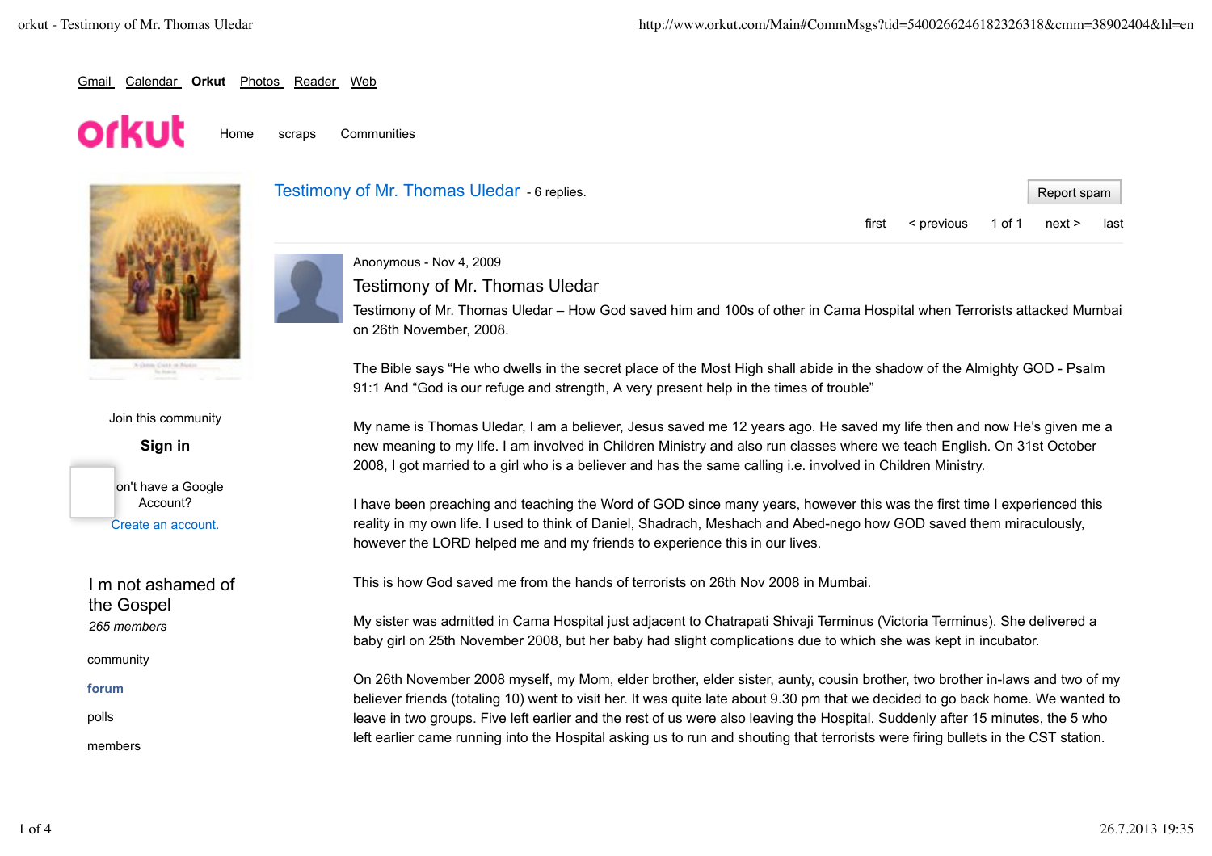Gmail Calendar **Orkut** Photos Reader Web

orkut Home scraps Communities

Join this community

**Sign in**

on't have a Google Account?
Create an account.

I m not ashamed of the Gospel
*265 members*

community
**forum**
polls
members

# Testimony of Mr. Thomas Uledar - 6 replies.

Report spam

first < previous 1 of 1 next > last

Anonymous - Nov 4, 2009

## Testimony of Mr. Thomas Uledar

Testimony of Mr. Thomas Uledar – How God saved him and 100s of other in Cama Hospital when Terrorists attacked Mumbai on 26th November, 2008.

The Bible says "He who dwells in the secret place of the Most High shall abide in the shadow of the Almighty GOD - Psalm 91:1 And "God is our refuge and strength, A very present help in the times of trouble"

My name is Thomas Uledar, I am a believer, Jesus saved me 12 years ago. He saved my life then and now He's given me a new meaning to my life. I am involved in Children Ministry and also run classes where we teach English. On 31st October 2008, I got married to a girl who is a believer and has the same calling i.e. involved in Children Ministry.

I have been preaching and teaching the Word of GOD since many years, however this was the first time I experienced this reality in my own life. I used to think of Daniel, Shadrach, Meshach and Abed-nego how GOD saved them miraculously, however the LORD helped me and my friends to experience this in our lives.

This is how God saved me from the hands of terrorists on 26th Nov 2008 in Mumbai.

My sister was admitted in Cama Hospital just adjacent to Chatrapati Shivaji Terminus (Victoria Terminus). She delivered a baby girl on 25th November 2008, but her baby had slight complications due to which she was kept in incubator.

On 26th November 2008 myself, my Mom, elder brother, elder sister, aunty, cousin brother, two brother in-laws and two of my believer friends (totaling 10) went to visit her. It was quite late about 9.30 pm that we decided to go back home. We wanted to leave in two groups. Five left earlier and the rest of us were also leaving the Hospital. Suddenly after 15 minutes, the 5 who left earlier came running into the Hospital asking us to run and shouting that terrorists were firing bullets in the CST station.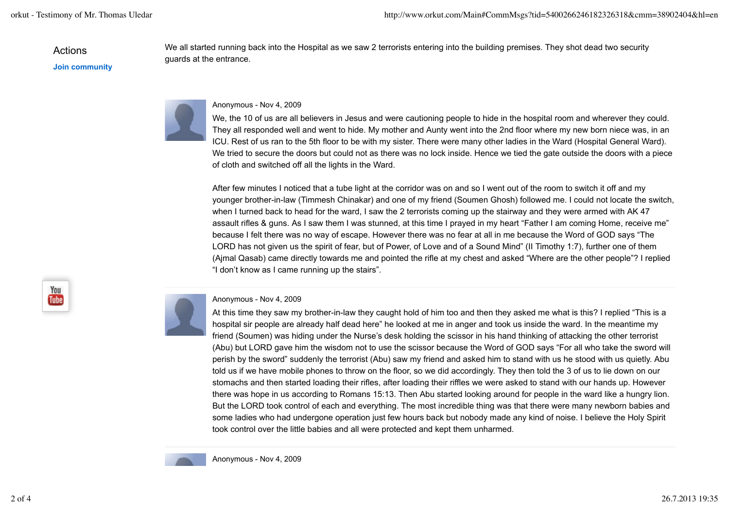Actions

Join community

We all started running back into the Hospital as we saw 2 terrorists entering into the building premises. They shot dead two security guards at the entrance.

Anonymous - Nov 4, 2009

We, the 10 of us are all believers in Jesus and were cautioning people to hide in the hospital room and wherever they could. They all responded well and went to hide. My mother and Aunty went into the 2nd floor where my new born niece was, in an ICU. Rest of us ran to the 5th floor to be with my sister. There were many other ladies in the Ward (Hospital General Ward). We tried to secure the doors but could not as there was no lock inside. Hence we tied the gate outside the doors with a piece of cloth and switched off all the lights in the Ward.

After few minutes I noticed that a tube light at the corridor was on and so I went out of the room to switch it off and my younger brother-in-law (Timmesh Chinakar) and one of my friend (Soumen Ghosh) followed me. I could not locate the switch, when I turned back to head for the ward, I saw the 2 terrorists coming up the stairway and they were armed with AK 47 assault rifles & guns. As I saw them I was stunned, at this time I prayed in my heart “Father I am coming Home, receive me” because I felt there was no way of escape. However there was no fear at all in me because the Word of GOD says “The LORD has not given us the spirit of fear, but of Power, of Love and of a Sound Mind” (II Timothy 1:7), further one of them (Ajmal Qasab) came directly towards me and pointed the rifle at my chest and asked “Where are the other people”? I replied “I don’t know as I came running up the stairs”.

Anonymous - Nov 4, 2009

At this time they saw my brother-in-law they caught hold of him too and then they asked me what is this? I replied “This is a hospital sir people are already half dead here” he looked at me in anger and took us inside the ward. In the meantime my friend (Soumen) was hiding under the Nurse’s desk holding the scissor in his hand thinking of attacking the other terrorist (Abu) but LORD gave him the wisdom not to use the scissor because the Word of GOD says “For all who take the sword will perish by the sword” suddenly the terrorist (Abu) saw my friend and asked him to stand with us he stood with us quietly. Abu told us if we have mobile phones to throw on the floor, so we did accordingly. They then told the 3 of us to lie down on our stomachs and then started loading their rifles, after loading their riffles we were asked to stand with our hands up. However there was hope in us according to Romans 15:13. Then Abu started looking around for people in the ward like a hungry lion. But the LORD took control of each and everything. The most incredible thing was that there were many newborn babies and some ladies who had undergone operation just few hours back but nobody made any kind of noise. I believe the Holy Spirit took control over the little babies and all were protected and kept them unharmed.

Anonymous - Nov 4, 2009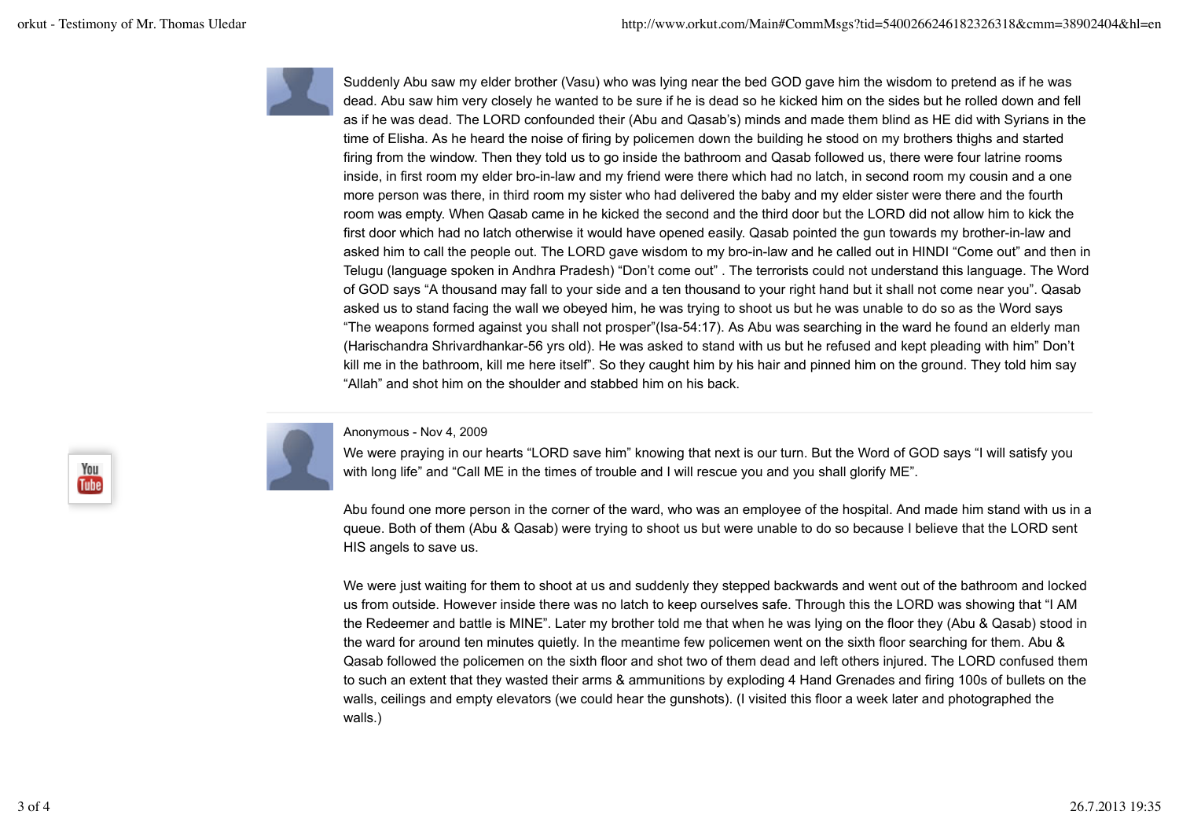Suddenly Abu saw my elder brother (Vasu) who was lying near the bed GOD gave him the wisdom to pretend as if he was dead. Abu saw him very closely he wanted to be sure if he is dead so he kicked him on the sides but he rolled down and fell as if he was dead. The LORD confounded their (Abu and Qasab's) minds and made them blind as HE did with Syrians in the time of Elisha. As he heard the noise of firing by policemen down the building he stood on my brothers thighs and started firing from the window. Then they told us to go inside the bathroom and Qasab followed us, there were four latrine rooms inside, in first room my elder bro-in-law and my friend were there which had no latch, in second room my cousin and a one more person was there, in third room my sister who had delivered the baby and my elder sister were there and the fourth room was empty. When Qasab came in he kicked the second and the third door but the LORD did not allow him to kick the first door which had no latch otherwise it would have opened easily. Qasab pointed the gun towards my brother-in-law and asked him to call the people out. The LORD gave wisdom to my bro-in-law and he called out in HINDI "Come out" and then in Telugu (language spoken in Andhra Pradesh) "Don't come out" . The terrorists could not understand this language. The Word of GOD says "A thousand may fall to your side and a ten thousand to your right hand but it shall not come near you". Qasab asked us to stand facing the wall we obeyed him, he was trying to shoot us but he was unable to do so as the Word says "The weapons formed against you shall not prosper"(Isa-54:17). As Abu was searching in the ward he found an elderly man (Harischandra Shrivardhankar-56 yrs old). He was asked to stand with us but he refused and kept pleading with him" Don't kill me in the bathroom, kill me here itself". So they caught him by his hair and pinned him on the ground. They told him say "Allah" and shot him on the shoulder and stabbed him on his back.

Anonymous - Nov 4, 2009

We were praying in our hearts "LORD save him" knowing that next is our turn. But the Word of GOD says "I will satisfy you with long life" and "Call ME in the times of trouble and I will rescue you and you shall glorify ME".

Abu found one more person in the corner of the ward, who was an employee of the hospital. And made him stand with us in a queue. Both of them (Abu & Qasab) were trying to shoot us but were unable to do so because I believe that the LORD sent HIS angels to save us.

We were just waiting for them to shoot at us and suddenly they stepped backwards and went out of the bathroom and locked us from outside. However inside there was no latch to keep ourselves safe. Through this the LORD was showing that "I AM the Redeemer and battle is MINE". Later my brother told me that when he was lying on the floor they (Abu & Qasab) stood in the ward for around ten minutes quietly. In the meantime few policemen went on the sixth floor searching for them. Abu & Qasab followed the policemen on the sixth floor and shot two of them dead and left others injured. The LORD confused them to such an extent that they wasted their arms & ammunitions by exploding 4 Hand Grenades and firing 100s of bullets on the walls, ceilings and empty elevators (we could hear the gunshots). (I visited this floor a week later and photographed the walls.)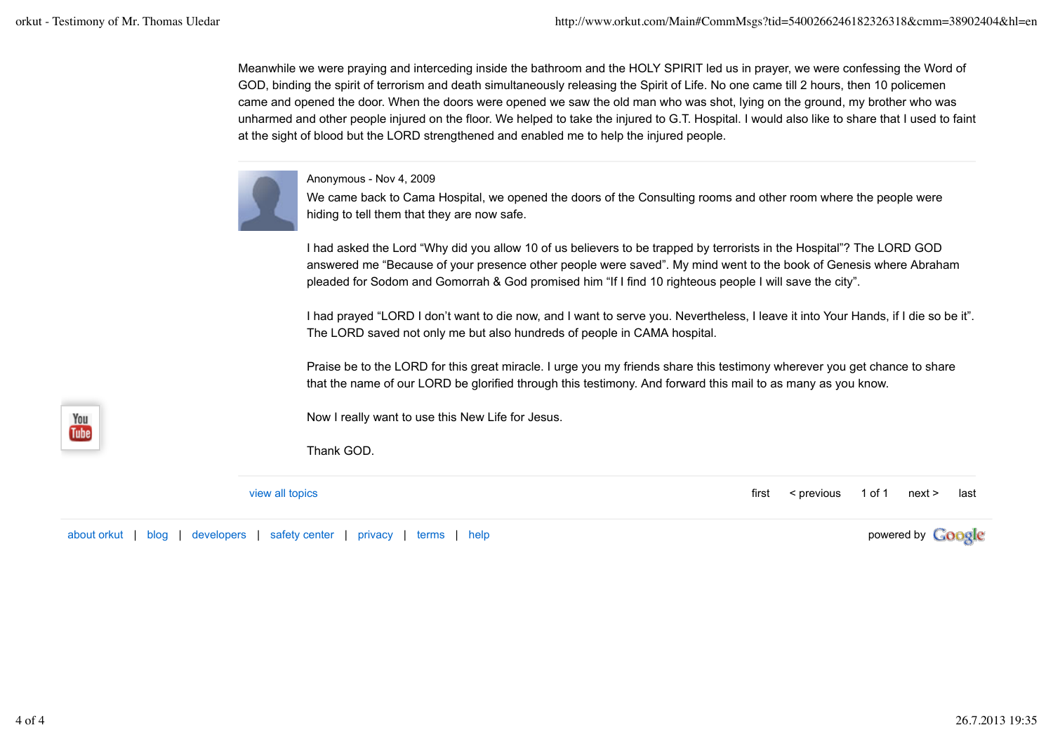Meanwhile we were praying and interceding inside the bathroom and the HOLY SPIRIT led us in prayer, we were confessing the Word of GOD, binding the spirit of terrorism and death simultaneously releasing the Spirit of Life. No one came till 2 hours, then 10 policemen came and opened the door. When the doors were opened we saw the old man who was shot, lying on the ground, my brother who was unharmed and other people injured on the floor. We helped to take the injured to G.T. Hospital. I would also like to share that I used to faint at the sight of blood but the LORD strengthened and enabled me to help the injured people.

---

Anonymous - Nov 4, 2009

We came back to Cama Hospital, we opened the doors of the Consulting rooms and other room where the people were hiding to tell them that they are now safe.

I had asked the Lord "Why did you allow 10 of us believers to be trapped by terrorists in the Hospital"? The LORD GOD answered me "Because of your presence other people were saved". My mind went to the book of Genesis where Abraham pleaded for Sodom and Gomorrah & God promised him "If I find 10 righteous people I will save the city".

I had prayed "LORD I don't want to die now, and I want to serve you. Nevertheless, I leave it into Your Hands, if I die so be it". The LORD saved not only me but also hundreds of people in CAMA hospital.

Praise be to the LORD for this great miracle. I urge you my friends share this testimony wherever you get chance to share that the name of our LORD be glorified through this testimony. And forward this mail to as many as you know.

Now I really want to use this New Life for Jesus.

Thank GOD.

---

view all topics    first    < previous    1 of 1    next >    last

about orkut | blog | developers | safety center | privacy | terms | help    powered by Google